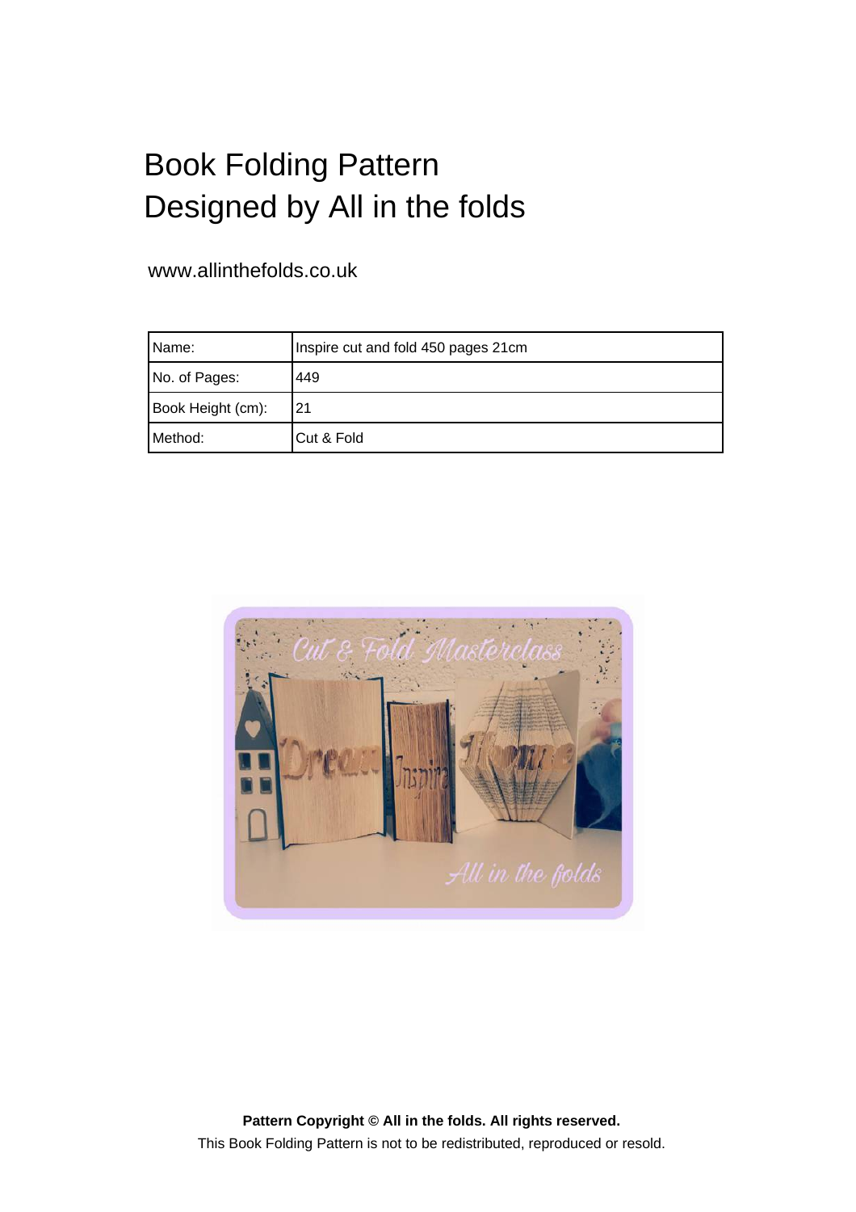# Book Folding Pattern
# Designed by All in the folds

www.allinthefolds.co.uk

| Name: | Inspire cut and fold 450 pages 21cm |
|---|---|
| No. of Pages: | 449 |
| Book Height (cm): | 21 |
| Method: | Cut & Fold |

**Pattern Copyright © All in the folds. All rights reserved.**

This Book Folding Pattern is not to be redistributed, reproduced or resold.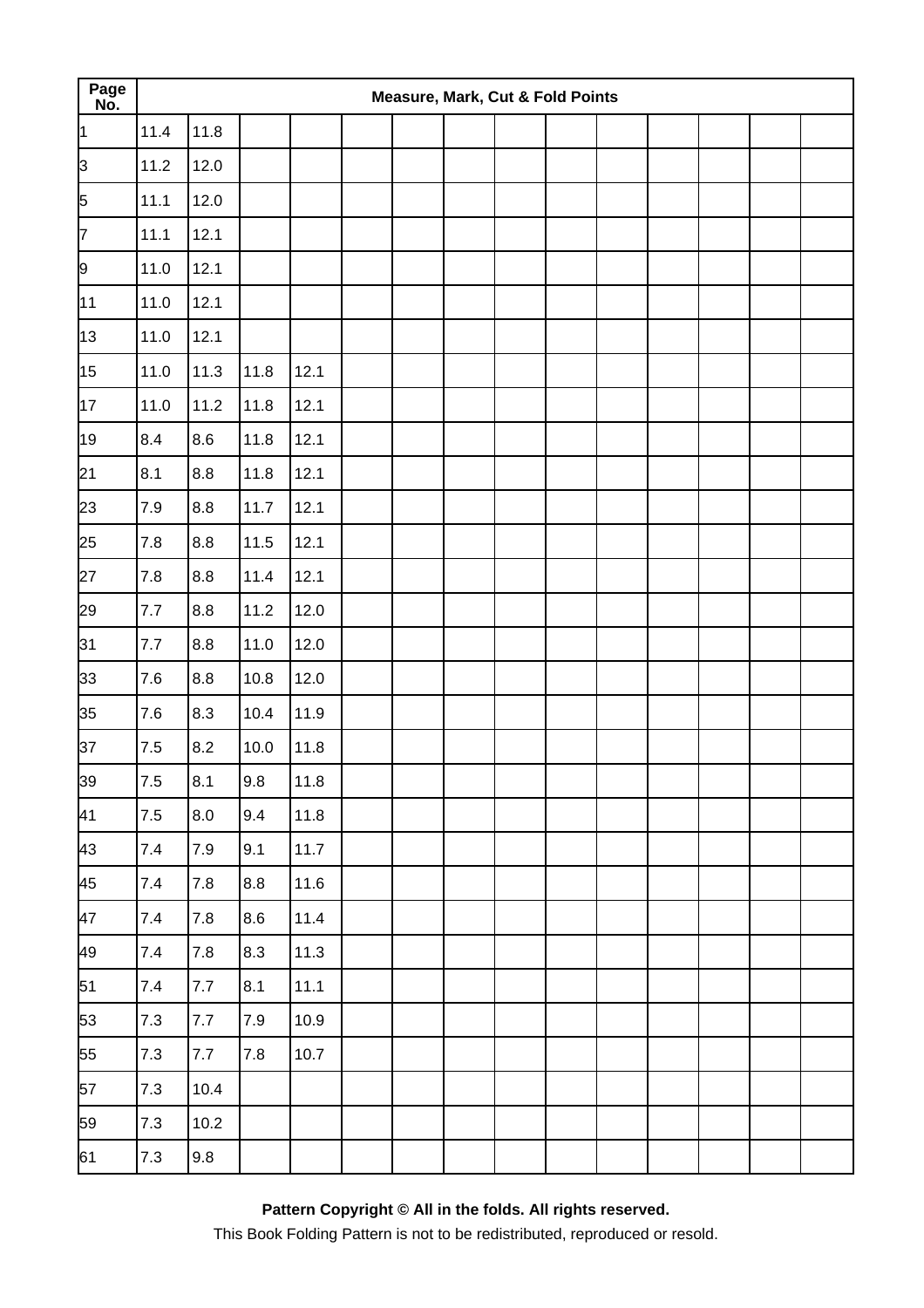| Page No. | Measure, Mark, Cut & Fold Points | | | | | | | | | | | | | |
|---|---|---|---|---|---|---|---|---|---|---|---|---|---|---|
| 1 | 11.4 | 11.8 | | | | | | | | | | | | |
| 3 | 11.2 | 12.0 | | | | | | | | | | | | |
| 5 | 11.1 | 12.0 | | | | | | | | | | | | |
| 7 | 11.1 | 12.1 | | | | | | | | | | | | |
| 9 | 11.0 | 12.1 | | | | | | | | | | | | |
| 11 | 11.0 | 12.1 | | | | | | | | | | | | |
| 13 | 11.0 | 12.1 | | | | | | | | | | | | |
| 15 | 11.0 | 11.3 | 11.8 | 12.1 | | | | | | | | | | |
| 17 | 11.0 | 11.2 | 11.8 | 12.1 | | | | | | | | | | |
| 19 | 8.4 | 8.6 | 11.8 | 12.1 | | | | | | | | | | |
| 21 | 8.1 | 8.8 | 11.8 | 12.1 | | | | | | | | | | |
| 23 | 7.9 | 8.8 | 11.7 | 12.1 | | | | | | | | | | |
| 25 | 7.8 | 8.8 | 11.5 | 12.1 | | | | | | | | | | |
| 27 | 7.8 | 8.8 | 11.4 | 12.1 | | | | | | | | | | |
| 29 | 7.7 | 8.8 | 11.2 | 12.0 | | | | | | | | | | |
| 31 | 7.7 | 8.8 | 11.0 | 12.0 | | | | | | | | | | |
| 33 | 7.6 | 8.8 | 10.8 | 12.0 | | | | | | | | | | |
| 35 | 7.6 | 8.3 | 10.4 | 11.9 | | | | | | | | | | |
| 37 | 7.5 | 8.2 | 10.0 | 11.8 | | | | | | | | | | |
| 39 | 7.5 | 8.1 | 9.8 | 11.8 | | | | | | | | | | |
| 41 | 7.5 | 8.0 | 9.4 | 11.8 | | | | | | | | | | |
| 43 | 7.4 | 7.9 | 9.1 | 11.7 | | | | | | | | | | |
| 45 | 7.4 | 7.8 | 8.8 | 11.6 | | | | | | | | | | |
| 47 | 7.4 | 7.8 | 8.6 | 11.4 | | | | | | | | | | |
| 49 | 7.4 | 7.8 | 8.3 | 11.3 | | | | | | | | | | |
| 51 | 7.4 | 7.7 | 8.1 | 11.1 | | | | | | | | | | |
| 53 | 7.3 | 7.7 | 7.9 | 10.9 | | | | | | | | | | |
| 55 | 7.3 | 7.7 | 7.8 | 10.7 | | | | | | | | | | |
| 57 | 7.3 | 10.4 | | | | | | | | | | | | |
| 59 | 7.3 | 10.2 | | | | | | | | | | | | |
| 61 | 7.3 | 9.8 | | | | | | | | | | | | |

**Pattern Copyright © All in the folds. All rights reserved.**

This Book Folding Pattern is not to be redistributed, reproduced or resold.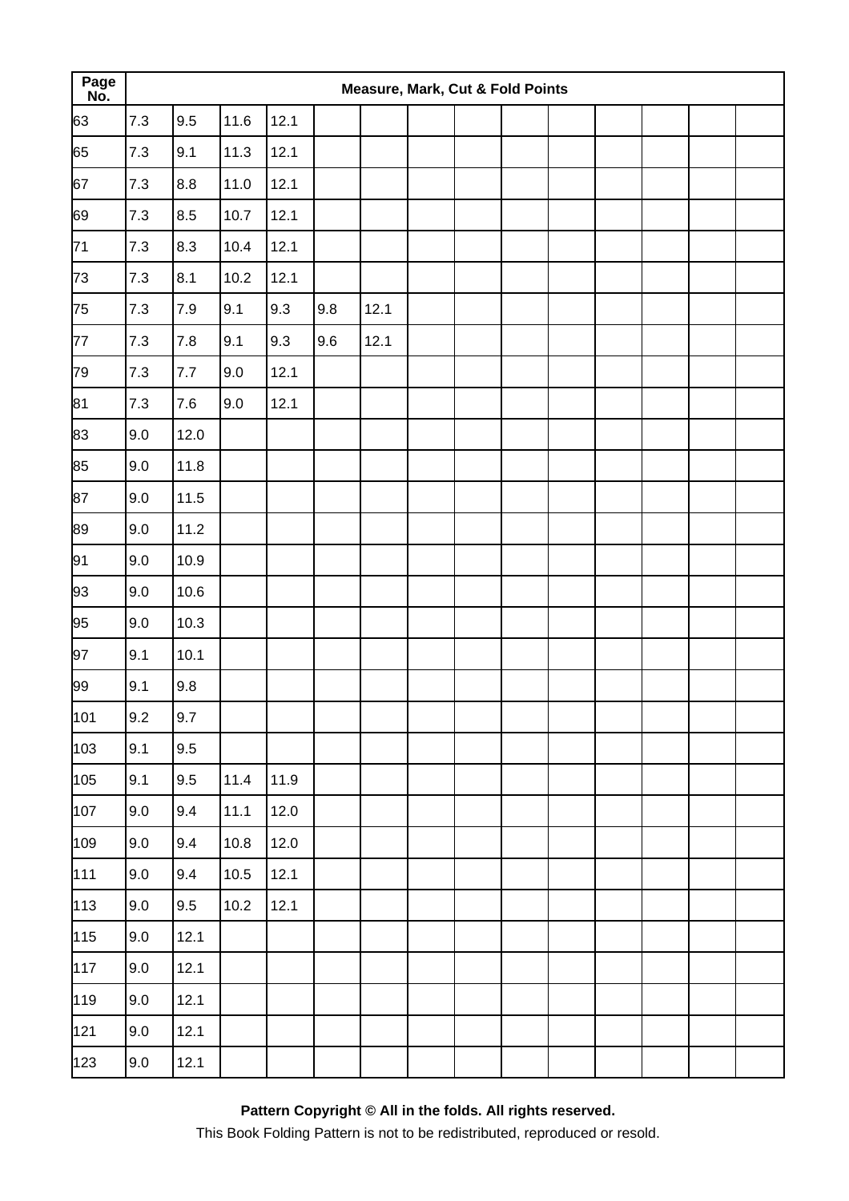| Page No. | Measure, Mark, Cut & Fold Points | | | | | | | | | | | | | |
|---|---|---|---|---|---|---|---|---|---|---|---|---|---|---|
| 63 | 7.3 | 9.5 | 11.6 | 12.1 | | | | | | | | | | |
| 65 | 7.3 | 9.1 | 11.3 | 12.1 | | | | | | | | | | |
| 67 | 7.3 | 8.8 | 11.0 | 12.1 | | | | | | | | | | |
| 69 | 7.3 | 8.5 | 10.7 | 12.1 | | | | | | | | | | |
| 71 | 7.3 | 8.3 | 10.4 | 12.1 | | | | | | | | | | |
| 73 | 7.3 | 8.1 | 10.2 | 12.1 | | | | | | | | | | |
| 75 | 7.3 | 7.9 | 9.1 | 9.3 | 9.8 | 12.1 | | | | | | | | |
| 77 | 7.3 | 7.8 | 9.1 | 9.3 | 9.6 | 12.1 | | | | | | | | |
| 79 | 7.3 | 7.7 | 9.0 | 12.1 | | | | | | | | | | |
| 81 | 7.3 | 7.6 | 9.0 | 12.1 | | | | | | | | | | |
| 83 | 9.0 | 12.0 | | | | | | | | | | | | |
| 85 | 9.0 | 11.8 | | | | | | | | | | | | |
| 87 | 9.0 | 11.5 | | | | | | | | | | | | |
| 89 | 9.0 | 11.2 | | | | | | | | | | | | |
| 91 | 9.0 | 10.9 | | | | | | | | | | | | |
| 93 | 9.0 | 10.6 | | | | | | | | | | | | |
| 95 | 9.0 | 10.3 | | | | | | | | | | | | |
| 97 | 9.1 | 10.1 | | | | | | | | | | | | |
| 99 | 9.1 | 9.8 | | | | | | | | | | | | |
| 101 | 9.2 | 9.7 | | | | | | | | | | | | |
| 103 | 9.1 | 9.5 | | | | | | | | | | | | |
| 105 | 9.1 | 9.5 | 11.4 | 11.9 | | | | | | | | | | |
| 107 | 9.0 | 9.4 | 11.1 | 12.0 | | | | | | | | | | |
| 109 | 9.0 | 9.4 | 10.8 | 12.0 | | | | | | | | | | |
| 111 | 9.0 | 9.4 | 10.5 | 12.1 | | | | | | | | | | |
| 113 | 9.0 | 9.5 | 10.2 | 12.1 | | | | | | | | | | |
| 115 | 9.0 | 12.1 | | | | | | | | | | | | |
| 117 | 9.0 | 12.1 | | | | | | | | | | | | |
| 119 | 9.0 | 12.1 | | | | | | | | | | | | |
| 121 | 9.0 | 12.1 | | | | | | | | | | | | |
| 123 | 9.0 | 12.1 | | | | | | | | | | | | |

**Pattern Copyright © All in the folds. All rights reserved.**

This Book Folding Pattern is not to be redistributed, reproduced or resold.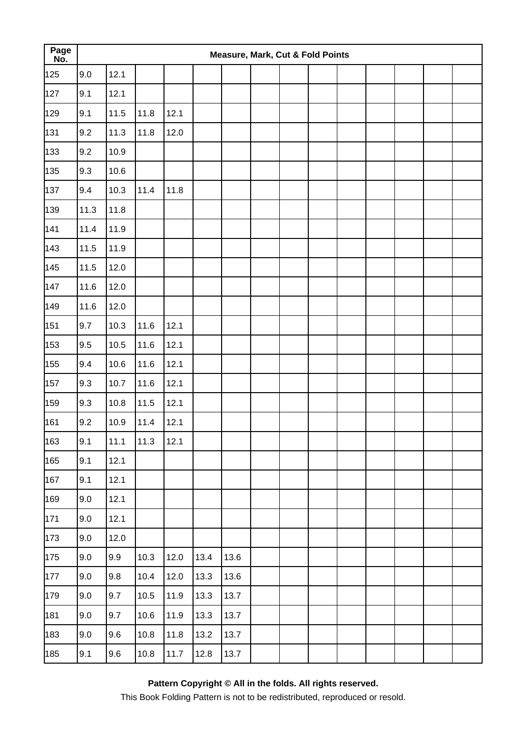| Page No. | Measure, Mark, Cut & Fold Points | | | | | | | | | | | | | |
|---|---|---|---|---|---|---|---|---|---|---|---|---|---|---|
| 125 | 9.0 | 12.1 | | | | | | | | | | | | |
| 127 | 9.1 | 12.1 | | | | | | | | | | | | |
| 129 | 9.1 | 11.5 | 11.8 | 12.1 | | | | | | | | | | |
| 131 | 9.2 | 11.3 | 11.8 | 12.0 | | | | | | | | | | |
| 133 | 9.2 | 10.9 | | | | | | | | | | | | |
| 135 | 9.3 | 10.6 | | | | | | | | | | | | |
| 137 | 9.4 | 10.3 | 11.4 | 11.8 | | | | | | | | | | |
| 139 | 11.3 | 11.8 | | | | | | | | | | | | |
| 141 | 11.4 | 11.9 | | | | | | | | | | | | |
| 143 | 11.5 | 11.9 | | | | | | | | | | | | |
| 145 | 11.5 | 12.0 | | | | | | | | | | | | |
| 147 | 11.6 | 12.0 | | | | | | | | | | | | |
| 149 | 11.6 | 12.0 | | | | | | | | | | | | |
| 151 | 9.7 | 10.3 | 11.6 | 12.1 | | | | | | | | | | |
| 153 | 9.5 | 10.5 | 11.6 | 12.1 | | | | | | | | | | |
| 155 | 9.4 | 10.6 | 11.6 | 12.1 | | | | | | | | | | |
| 157 | 9.3 | 10.7 | 11.6 | 12.1 | | | | | | | | | | |
| 159 | 9.3 | 10.8 | 11.5 | 12.1 | | | | | | | | | | |
| 161 | 9.2 | 10.9 | 11.4 | 12.1 | | | | | | | | | | |
| 163 | 9.1 | 11.1 | 11.3 | 12.1 | | | | | | | | | | |
| 165 | 9.1 | 12.1 | | | | | | | | | | | | |
| 167 | 9.1 | 12.1 | | | | | | | | | | | | |
| 169 | 9.0 | 12.1 | | | | | | | | | | | | |
| 171 | 9.0 | 12.1 | | | | | | | | | | | | |
| 173 | 9.0 | 12.0 | | | | | | | | | | | | |
| 175 | 9.0 | 9.9 | 10.3 | 12.0 | 13.4 | 13.6 | | | | | | | | |
| 177 | 9.0 | 9.8 | 10.4 | 12.0 | 13.3 | 13.6 | | | | | | | | |
| 179 | 9.0 | 9.7 | 10.5 | 11.9 | 13.3 | 13.7 | | | | | | | | |
| 181 | 9.0 | 9.7 | 10.6 | 11.9 | 13.3 | 13.7 | | | | | | | | |
| 183 | 9.0 | 9.6 | 10.8 | 11.8 | 13.2 | 13.7 | | | | | | | | |
| 185 | 9.1 | 9.6 | 10.8 | 11.7 | 12.8 | 13.7 | | | | | | | | |

**Pattern Copyright © All in the folds. All rights reserved.**

This Book Folding Pattern is not to be redistributed, reproduced or resold.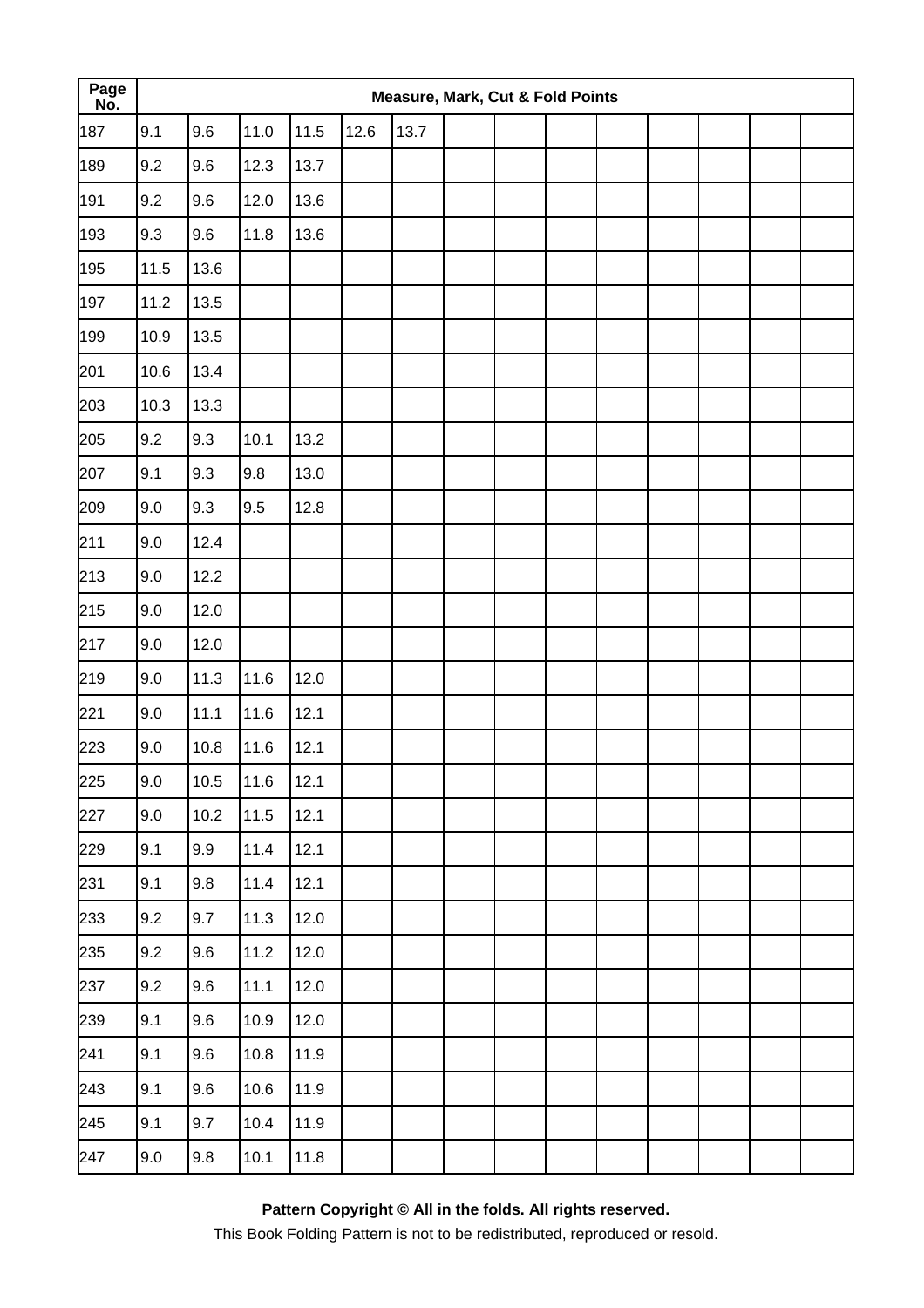| Page No. | Measure, Mark, Cut & Fold Points | | | | | | | | | | | | | |
|---|---|---|---|---|---|---|---|---|---|---|---|---|---|---|
| 187 | 9.1 | 9.6 | 11.0 | 11.5 | 12.6 | 13.7 | | | | | | | | |
| 189 | 9.2 | 9.6 | 12.3 | 13.7 | | | | | | | | | | |
| 191 | 9.2 | 9.6 | 12.0 | 13.6 | | | | | | | | | | |
| 193 | 9.3 | 9.6 | 11.8 | 13.6 | | | | | | | | | | |
| 195 | 11.5 | 13.6 | | | | | | | | | | | | |
| 197 | 11.2 | 13.5 | | | | | | | | | | | | |
| 199 | 10.9 | 13.5 | | | | | | | | | | | | |
| 201 | 10.6 | 13.4 | | | | | | | | | | | | |
| 203 | 10.3 | 13.3 | | | | | | | | | | | | |
| 205 | 9.2 | 9.3 | 10.1 | 13.2 | | | | | | | | | | |
| 207 | 9.1 | 9.3 | 9.8 | 13.0 | | | | | | | | | | |
| 209 | 9.0 | 9.3 | 9.5 | 12.8 | | | | | | | | | | |
| 211 | 9.0 | 12.4 | | | | | | | | | | | | |
| 213 | 9.0 | 12.2 | | | | | | | | | | | | |
| 215 | 9.0 | 12.0 | | | | | | | | | | | | |
| 217 | 9.0 | 12.0 | | | | | | | | | | | | |
| 219 | 9.0 | 11.3 | 11.6 | 12.0 | | | | | | | | | | |
| 221 | 9.0 | 11.1 | 11.6 | 12.1 | | | | | | | | | | |
| 223 | 9.0 | 10.8 | 11.6 | 12.1 | | | | | | | | | | |
| 225 | 9.0 | 10.5 | 11.6 | 12.1 | | | | | | | | | | |
| 227 | 9.0 | 10.2 | 11.5 | 12.1 | | | | | | | | | | |
| 229 | 9.1 | 9.9 | 11.4 | 12.1 | | | | | | | | | | |
| 231 | 9.1 | 9.8 | 11.4 | 12.1 | | | | | | | | | | |
| 233 | 9.2 | 9.7 | 11.3 | 12.0 | | | | | | | | | | |
| 235 | 9.2 | 9.6 | 11.2 | 12.0 | | | | | | | | | | |
| 237 | 9.2 | 9.6 | 11.1 | 12.0 | | | | | | | | | | |
| 239 | 9.1 | 9.6 | 10.9 | 12.0 | | | | | | | | | | |
| 241 | 9.1 | 9.6 | 10.8 | 11.9 | | | | | | | | | | |
| 243 | 9.1 | 9.6 | 10.6 | 11.9 | | | | | | | | | | |
| 245 | 9.1 | 9.7 | 10.4 | 11.9 | | | | | | | | | | |
| 247 | 9.0 | 9.8 | 10.1 | 11.8 | | | | | | | | | | |

**Pattern Copyright © All in the folds. All rights reserved.**

This Book Folding Pattern is not to be redistributed, reproduced or resold.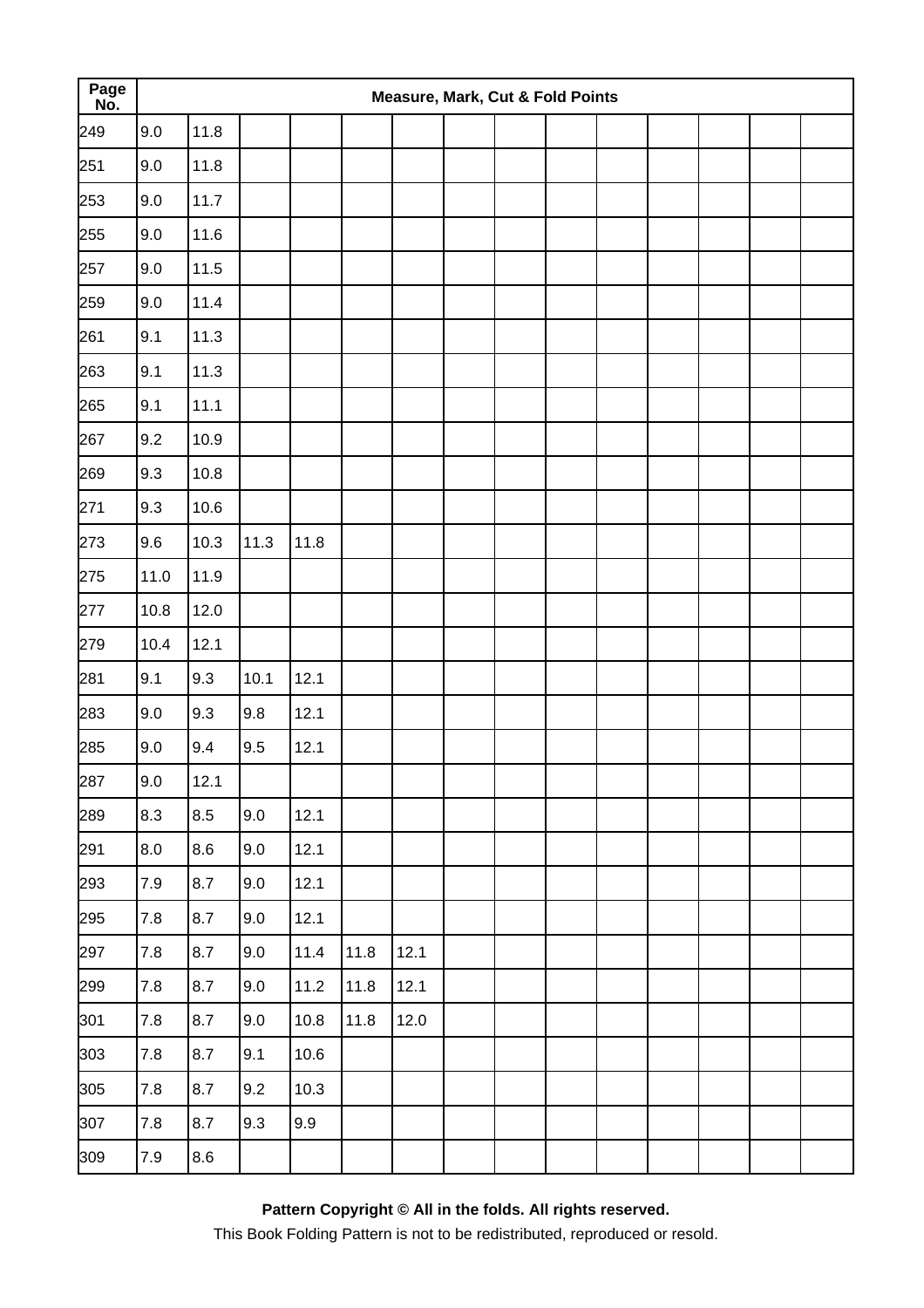| Page No. | Measure, Mark, Cut & Fold Points | | | | | | | | | | | | | |
|---|---|---|---|---|---|---|---|---|---|---|---|---|---|---|
| 249 | 9.0 | 11.8 | | | | | | | | | | | | |
| 251 | 9.0 | 11.8 | | | | | | | | | | | | |
| 253 | 9.0 | 11.7 | | | | | | | | | | | | |
| 255 | 9.0 | 11.6 | | | | | | | | | | | | |
| 257 | 9.0 | 11.5 | | | | | | | | | | | | |
| 259 | 9.0 | 11.4 | | | | | | | | | | | | |
| 261 | 9.1 | 11.3 | | | | | | | | | | | | |
| 263 | 9.1 | 11.3 | | | | | | | | | | | | |
| 265 | 9.1 | 11.1 | | | | | | | | | | | | |
| 267 | 9.2 | 10.9 | | | | | | | | | | | | |
| 269 | 9.3 | 10.8 | | | | | | | | | | | | |
| 271 | 9.3 | 10.6 | | | | | | | | | | | | |
| 273 | 9.6 | 10.3 | 11.3 | 11.8 | | | | | | | | | | |
| 275 | 11.0 | 11.9 | | | | | | | | | | | | |
| 277 | 10.8 | 12.0 | | | | | | | | | | | | |
| 279 | 10.4 | 12.1 | | | | | | | | | | | | |
| 281 | 9.1 | 9.3 | 10.1 | 12.1 | | | | | | | | | | |
| 283 | 9.0 | 9.3 | 9.8 | 12.1 | | | | | | | | | | |
| 285 | 9.0 | 9.4 | 9.5 | 12.1 | | | | | | | | | | |
| 287 | 9.0 | 12.1 | | | | | | | | | | | | |
| 289 | 8.3 | 8.5 | 9.0 | 12.1 | | | | | | | | | | |
| 291 | 8.0 | 8.6 | 9.0 | 12.1 | | | | | | | | | | |
| 293 | 7.9 | 8.7 | 9.0 | 12.1 | | | | | | | | | | |
| 295 | 7.8 | 8.7 | 9.0 | 12.1 | | | | | | | | | | |
| 297 | 7.8 | 8.7 | 9.0 | 11.4 | 11.8 | 12.1 | | | | | | | | |
| 299 | 7.8 | 8.7 | 9.0 | 11.2 | 11.8 | 12.1 | | | | | | | | |
| 301 | 7.8 | 8.7 | 9.0 | 10.8 | 11.8 | 12.0 | | | | | | | | |
| 303 | 7.8 | 8.7 | 9.1 | 10.6 | | | | | | | | | | |
| 305 | 7.8 | 8.7 | 9.2 | 10.3 | | | | | | | | | | |
| 307 | 7.8 | 8.7 | 9.3 | 9.9 | | | | | | | | | | |
| 309 | 7.9 | 8.6 | | | | | | | | | | | | |

**Pattern Copyright © All in the folds. All rights reserved.**

This Book Folding Pattern is not to be redistributed, reproduced or resold.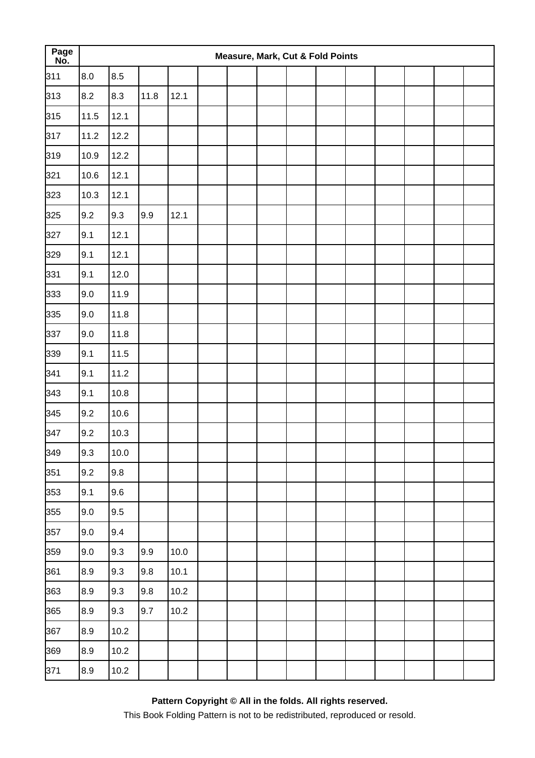| Page No. | Measure, Mark, Cut & Fold Points | | | | | | | | | | | | | |
|---|---|---|---|---|---|---|---|---|---|---|---|---|---|---|
| 311 | 8.0 | 8.5 | | | | | | | | | | | | |
| 313 | 8.2 | 8.3 | 11.8 | 12.1 | | | | | | | | | | |
| 315 | 11.5 | 12.1 | | | | | | | | | | | | |
| 317 | 11.2 | 12.2 | | | | | | | | | | | | |
| 319 | 10.9 | 12.2 | | | | | | | | | | | | |
| 321 | 10.6 | 12.1 | | | | | | | | | | | | |
| 323 | 10.3 | 12.1 | | | | | | | | | | | | |
| 325 | 9.2 | 9.3 | 9.9 | 12.1 | | | | | | | | | | |
| 327 | 9.1 | 12.1 | | | | | | | | | | | | |
| 329 | 9.1 | 12.1 | | | | | | | | | | | | |
| 331 | 9.1 | 12.0 | | | | | | | | | | | | |
| 333 | 9.0 | 11.9 | | | | | | | | | | | | |
| 335 | 9.0 | 11.8 | | | | | | | | | | | | |
| 337 | 9.0 | 11.8 | | | | | | | | | | | | |
| 339 | 9.1 | 11.5 | | | | | | | | | | | | |
| 341 | 9.1 | 11.2 | | | | | | | | | | | | |
| 343 | 9.1 | 10.8 | | | | | | | | | | | | |
| 345 | 9.2 | 10.6 | | | | | | | | | | | | |
| 347 | 9.2 | 10.3 | | | | | | | | | | | | |
| 349 | 9.3 | 10.0 | | | | | | | | | | | | |
| 351 | 9.2 | 9.8 | | | | | | | | | | | | |
| 353 | 9.1 | 9.6 | | | | | | | | | | | | |
| 355 | 9.0 | 9.5 | | | | | | | | | | | | |
| 357 | 9.0 | 9.4 | | | | | | | | | | | | |
| 359 | 9.0 | 9.3 | 9.9 | 10.0 | | | | | | | | | | |
| 361 | 8.9 | 9.3 | 9.8 | 10.1 | | | | | | | | | | |
| 363 | 8.9 | 9.3 | 9.8 | 10.2 | | | | | | | | | | |
| 365 | 8.9 | 9.3 | 9.7 | 10.2 | | | | | | | | | | |
| 367 | 8.9 | 10.2 | | | | | | | | | | | | |
| 369 | 8.9 | 10.2 | | | | | | | | | | | | |
| 371 | 8.9 | 10.2 | | | | | | | | | | | | |

**Pattern Copyright © All in the folds. All rights reserved.**

This Book Folding Pattern is not to be redistributed, reproduced or resold.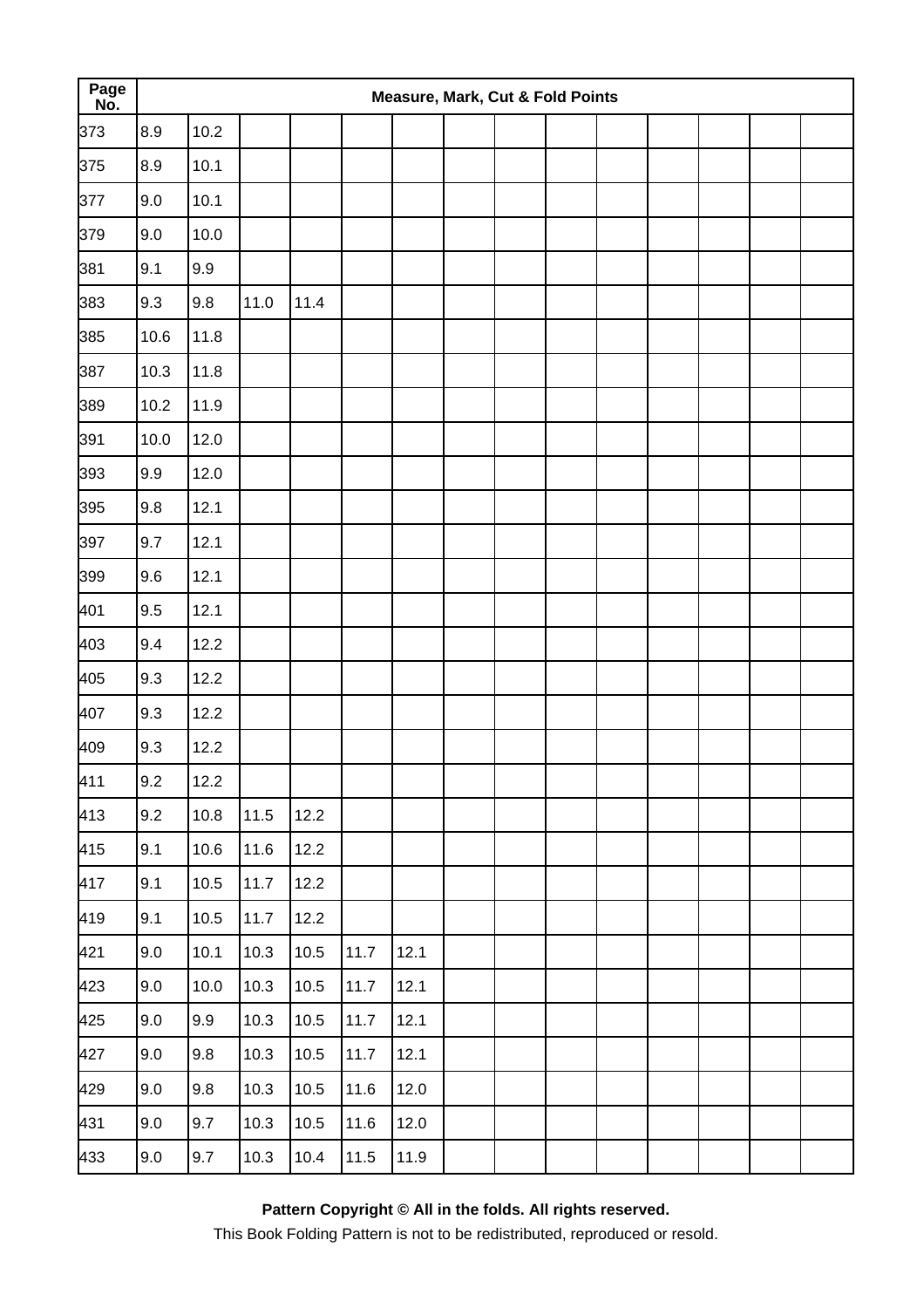| Page No. | Measure, Mark, Cut & Fold Points | | | | | | | | | | | | | |
|---|---|---|---|---|---|---|---|---|---|---|---|---|---|---|
| 373 | 8.9 | 10.2 | | | | | | | | | | | | |
| 375 | 8.9 | 10.1 | | | | | | | | | | | | |
| 377 | 9.0 | 10.1 | | | | | | | | | | | | |
| 379 | 9.0 | 10.0 | | | | | | | | | | | | |
| 381 | 9.1 | 9.9 | | | | | | | | | | | | |
| 383 | 9.3 | 9.8 | 11.0 | 11.4 | | | | | | | | | | |
| 385 | 10.6 | 11.8 | | | | | | | | | | | | |
| 387 | 10.3 | 11.8 | | | | | | | | | | | | |
| 389 | 10.2 | 11.9 | | | | | | | | | | | | |
| 391 | 10.0 | 12.0 | | | | | | | | | | | | |
| 393 | 9.9 | 12.0 | | | | | | | | | | | | |
| 395 | 9.8 | 12.1 | | | | | | | | | | | | |
| 397 | 9.7 | 12.1 | | | | | | | | | | | | |
| 399 | 9.6 | 12.1 | | | | | | | | | | | | |
| 401 | 9.5 | 12.1 | | | | | | | | | | | | |
| 403 | 9.4 | 12.2 | | | | | | | | | | | | |
| 405 | 9.3 | 12.2 | | | | | | | | | | | | |
| 407 | 9.3 | 12.2 | | | | | | | | | | | | |
| 409 | 9.3 | 12.2 | | | | | | | | | | | | |
| 411 | 9.2 | 12.2 | | | | | | | | | | | | |
| 413 | 9.2 | 10.8 | 11.5 | 12.2 | | | | | | | | | | |
| 415 | 9.1 | 10.6 | 11.6 | 12.2 | | | | | | | | | | |
| 417 | 9.1 | 10.5 | 11.7 | 12.2 | | | | | | | | | | |
| 419 | 9.1 | 10.5 | 11.7 | 12.2 | | | | | | | | | | |
| 421 | 9.0 | 10.1 | 10.3 | 10.5 | 11.7 | 12.1 | | | | | | | | |
| 423 | 9.0 | 10.0 | 10.3 | 10.5 | 11.7 | 12.1 | | | | | | | | |
| 425 | 9.0 | 9.9 | 10.3 | 10.5 | 11.7 | 12.1 | | | | | | | | |
| 427 | 9.0 | 9.8 | 10.3 | 10.5 | 11.7 | 12.1 | | | | | | | | |
| 429 | 9.0 | 9.8 | 10.3 | 10.5 | 11.6 | 12.0 | | | | | | | | |
| 431 | 9.0 | 9.7 | 10.3 | 10.5 | 11.6 | 12.0 | | | | | | | | |
| 433 | 9.0 | 9.7 | 10.3 | 10.4 | 11.5 | 11.9 | | | | | | | | |

**Pattern Copyright © All in the folds. All rights reserved.**

This Book Folding Pattern is not to be redistributed, reproduced or resold.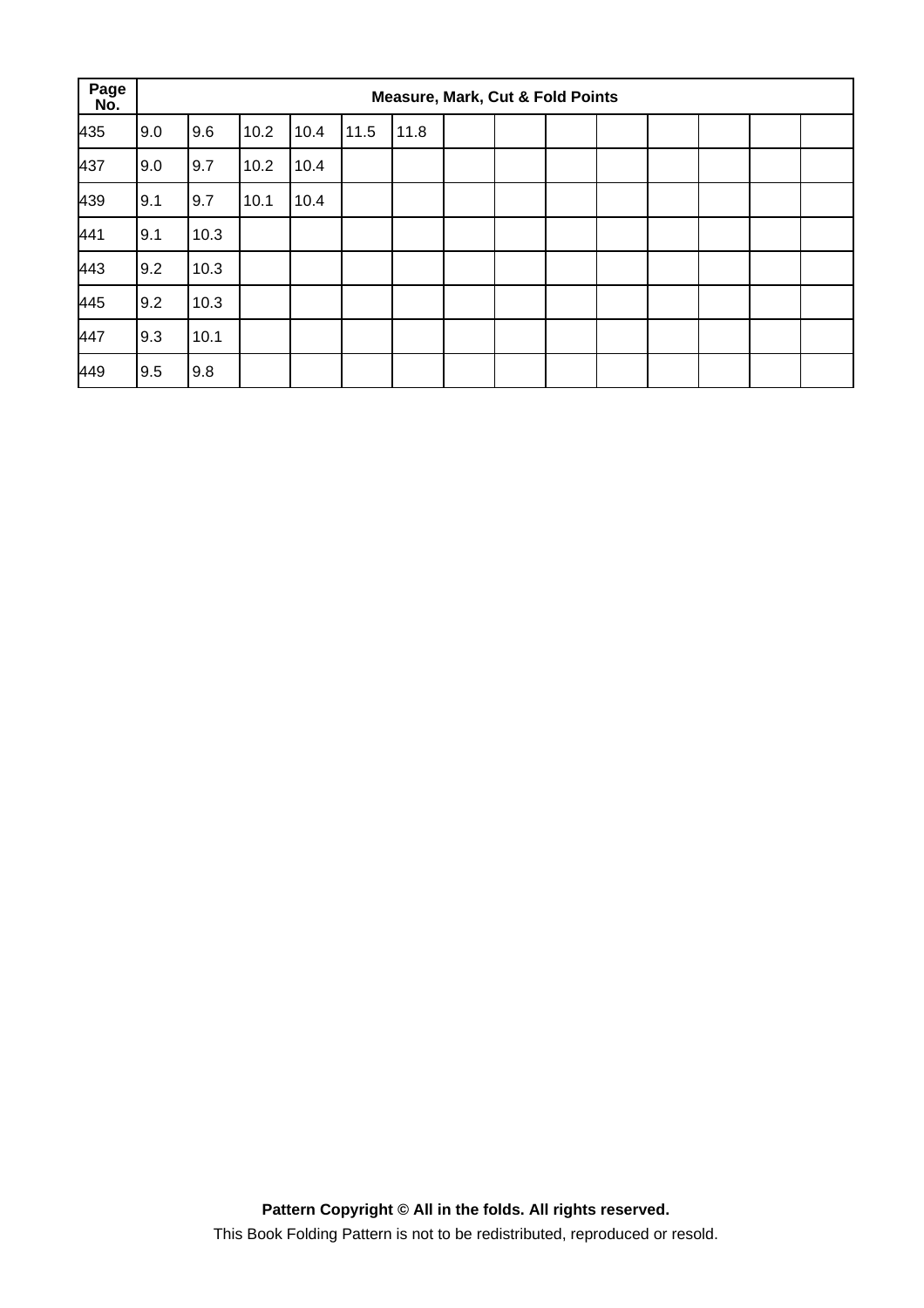| Page No. | Measure, Mark, Cut & Fold Points | | | | | | | | | | | | | |
|---|---|---|---|---|---|---|---|---|---|---|---|---|---|---|
| 435 | 9.0 | 9.6 | 10.2 | 10.4 | 11.5 | 11.8 | | | | | | | | |
| 437 | 9.0 | 9.7 | 10.2 | 10.4 | | | | | | | | | | |
| 439 | 9.1 | 9.7 | 10.1 | 10.4 | | | | | | | | | | |
| 441 | 9.1 | 10.3 | | | | | | | | | | | | |
| 443 | 9.2 | 10.3 | | | | | | | | | | | | |
| 445 | 9.2 | 10.3 | | | | | | | | | | | | |
| 447 | 9.3 | 10.1 | | | | | | | | | | | | |
| 449 | 9.5 | 9.8 | | | | | | | | | | | | |

**Pattern Copyright © All in the folds. All rights reserved.**

This Book Folding Pattern is not to be redistributed, reproduced or resold.